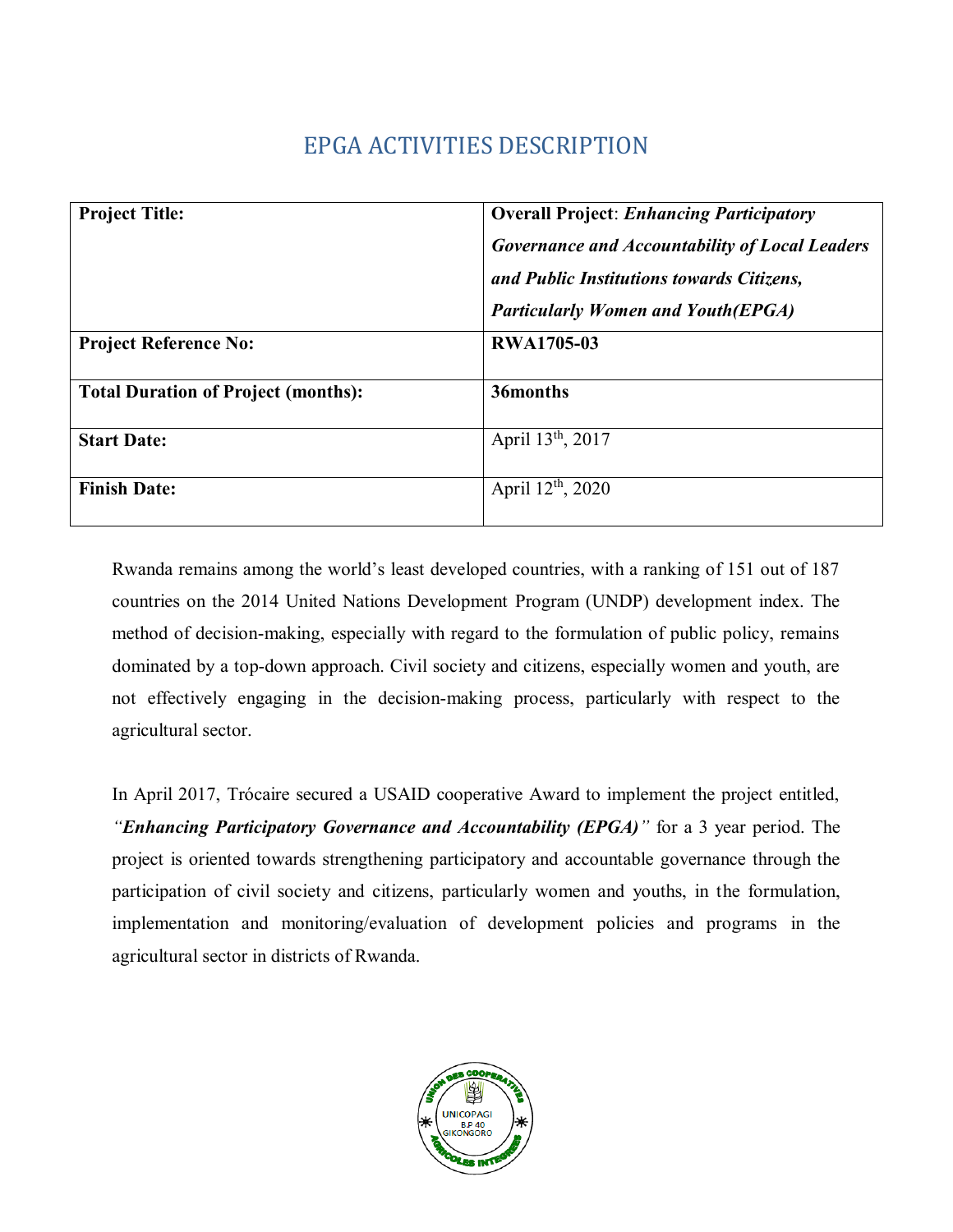# EPGA ACTIVITIES DESCRIPTION

| | |
|---|---|
| **Project Title:** | **Overall Project**: ***Enhancing Participatory Governance and Accountability of Local Leaders and Public Institutions towards Citizens, Particularly Women and Youth(EPGA)*** |
| **Project Reference No:** | **RWA1705-03** |
| **Total Duration of Project (months):** | **36months** |
| **Start Date:** | April 13th, 2017 |
| **Finish Date:** | April 12th, 2020 |

Rwanda remains among the world's least developed countries, with a ranking of 151 out of 187 countries on the 2014 United Nations Development Program (UNDP) development index. The method of decision-making, especially with regard to the formulation of public policy, remains dominated by a top-down approach. Civil society and citizens, especially women and youth, are not effectively engaging in the decision-making process, particularly with respect to the agricultural sector.

In April 2017, Trócaire secured a USAID cooperative Award to implement the project entitled, *"**Enhancing Participatory Governance and Accountability (EPGA)**"* for a 3 year period. The project is oriented towards strengthening participatory and accountable governance through the participation of civil society and citizens, particularly women and youths, in the formulation, implementation and monitoring/evaluation of development policies and programs in the agricultural sector in districts of Rwanda.

UNION DES COOPERATIVES AGRICOLES INTEGREES UNICOPAGI B.P 40 GIKONGORO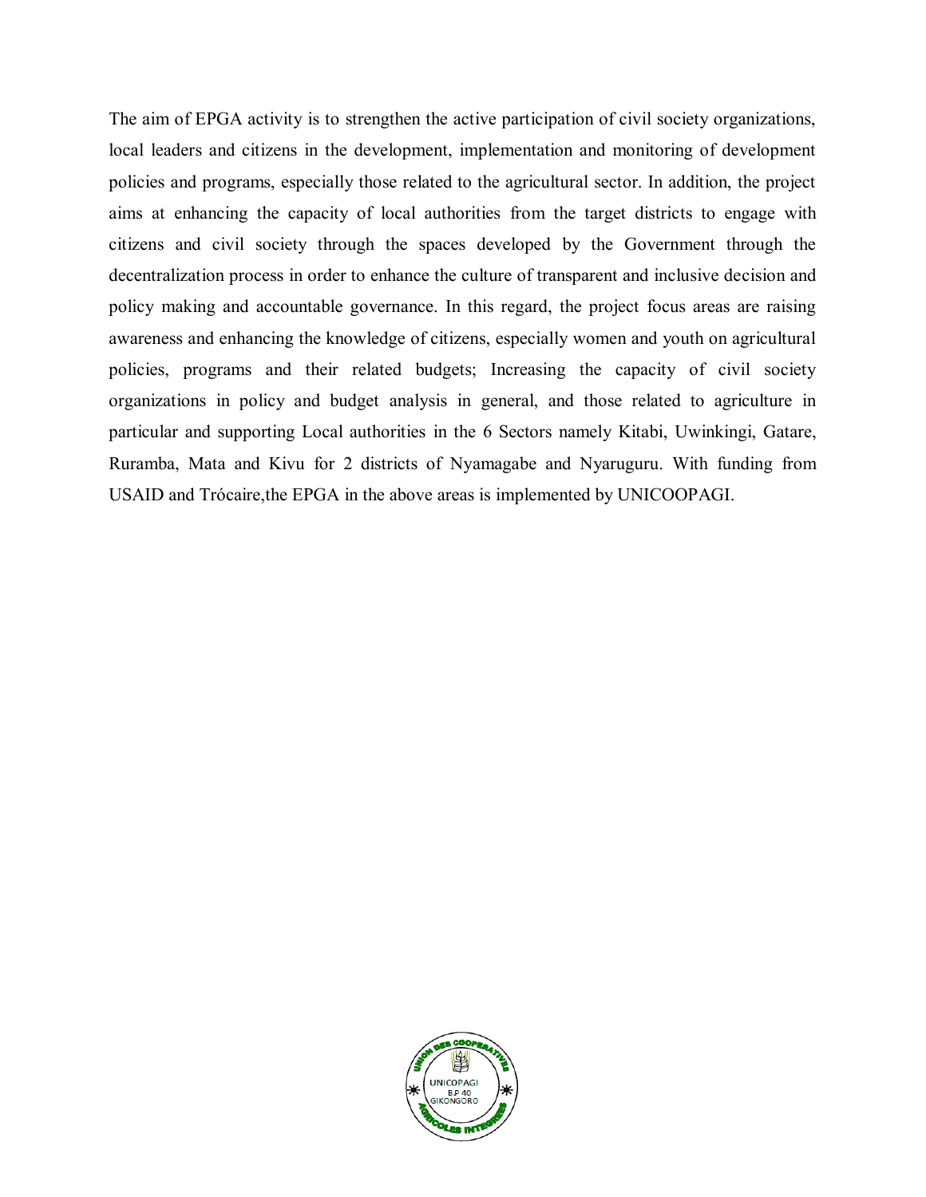The aim of EPGA activity is to strengthen the active participation of civil society organizations, local leaders and citizens in the development, implementation and monitoring of development policies and programs, especially those related to the agricultural sector. In addition, the project aims at enhancing the capacity of local authorities from the target districts to engage with citizens and civil society through the spaces developed by the Government through the decentralization process in order to enhance the culture of transparent and inclusive decision and policy making and accountable governance. In this regard, the project focus areas are raising awareness and enhancing the knowledge of citizens, especially women and youth on agricultural policies, programs and their related budgets; Increasing the capacity of civil society organizations in policy and budget analysis in general, and those related to agriculture in particular and supporting Local authorities in the 6 Sectors namely Kitabi, Uwinkingi, Gatare, Ruramba, Mata and Kivu for 2 districts of Nyamagabe and Nyaruguru. With funding from USAID and Trócaire,the EPGA in the above areas is implemented by UNICOOPAGI.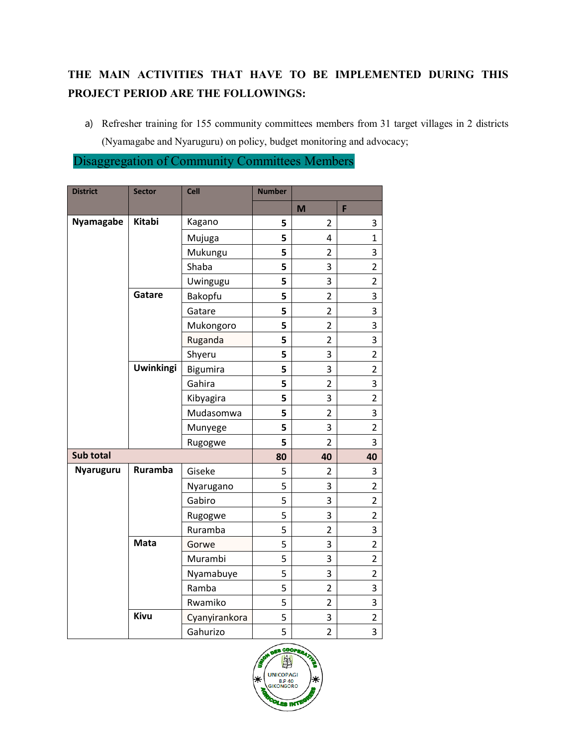**THE MAIN ACTIVITIES THAT HAVE TO BE IMPLEMENTED DURING THIS PROJECT PERIOD ARE THE FOLLOWINGS:**

a) Refresher training for 155 community committees members from 31 target villages in 2 districts (Nyamagabe and Nyaruguru) on policy, budget monitoring and advocacy;

Disaggregation of Community Committees Members

| District | Sector | Cell | Number | | |
|---|---|---|---|---|---|
| | | | | M | F |
| **Nyamagabe** | **Kitabi** | Kagano | **5** | 2 | 3 |
| | | Mujuga | **5** | 4 | 1 |
| | | Mukungu | **5** | 2 | 3 |
| | | Shaba | **5** | 3 | 2 |
| | | Uwingugu | **5** | 3 | 2 |
| | **Gatare** | Bakopfu | **5** | 2 | 3 |
| | | Gatare | **5** | 2 | 3 |
| | | Mukongoro | **5** | 2 | 3 |
| | | Ruganda | **5** | 2 | 3 |
| | | Shyeru | **5** | 3 | 2 |
| | **Uwinkingi** | Bigumira | **5** | 3 | 2 |
| | | Gahira | **5** | 2 | 3 |
| | | Kibyagira | **5** | 3 | 2 |
| | | Mudasomwa | **5** | 2 | 3 |
| | | Munyege | **5** | 3 | 2 |
| | | Rugogwe | **5** | 2 | 3 |
| **Sub total** | | | **80** | **40** | **40** |
| **Nyaruguru** | **Ruramba** | Giseke | 5 | 2 | 3 |
| | | Nyarugano | 5 | 3 | 2 |
| | | Gabiro | 5 | 3 | 2 |
| | | Rugogwe | 5 | 3 | 2 |
| | | Ruramba | 5 | 2 | 3 |
| | **Mata** | Gorwe | 5 | 3 | 2 |
| | | Murambi | 5 | 3 | 2 |
| | | Nyamabuye | 5 | 3 | 2 |
| | | Ramba | 5 | 2 | 3 |
| | | Rwamiko | 5 | 2 | 3 |
| | **Kivu** | Cyanyirankora | 5 | 3 | 2 |
| | | Gahurizo | 5 | 2 | 3 |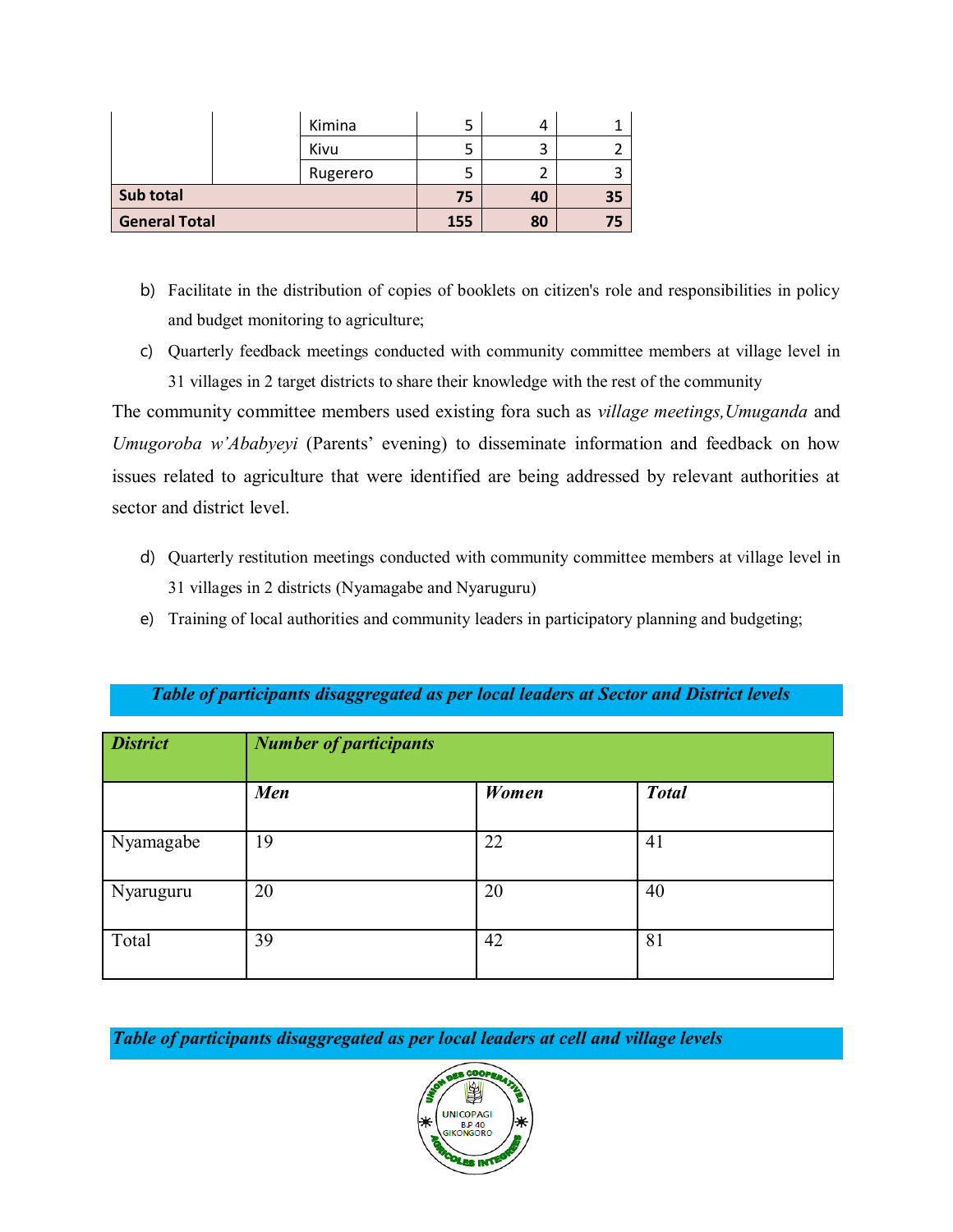| | | | | | |
|---|---|---|---|---|---|
| | | Kimina | 5 | 4 | 1 |
| | | Kivu | 5 | 3 | 2 |
| | | Rugerero | 5 | 2 | 3 |
| **Sub total** | | | **75** | **40** | **35** |
| **General Total** | | | **155** | **80** | **75** |

b) Facilitate in the distribution of copies of booklets on citizen's role and responsibilities in policy and budget monitoring to agriculture;

c) Quarterly feedback meetings conducted with community committee members at village level in 31 villages in 2 target districts to share their knowledge with the rest of the community

The community committee members used existing fora such as *village meetings, Umuganda* and *Umugoroba w'Ababyeyi* (Parents' evening) to disseminate information and feedback on how issues related to agriculture that were identified are being addressed by relevant authorities at sector and district level.

d) Quarterly restitution meetings conducted with community committee members at village level in 31 villages in 2 districts (Nyamagabe and Nyaruguru)

e) Training of local authorities and community leaders in participatory planning and budgeting;

***Table of participants disaggregated as per local leaders at Sector and District levels***

| ***District*** | ***Number of participants*** | | |
|---|---|---|---|
| | ***Men*** | ***Women*** | ***Total*** |
| Nyamagabe | 19 | 22 | 41 |
| Nyaruguru | 20 | 20 | 40 |
| Total | 39 | 42 | 81 |

***Table of participants disaggregated as per local leaders at cell and village levels***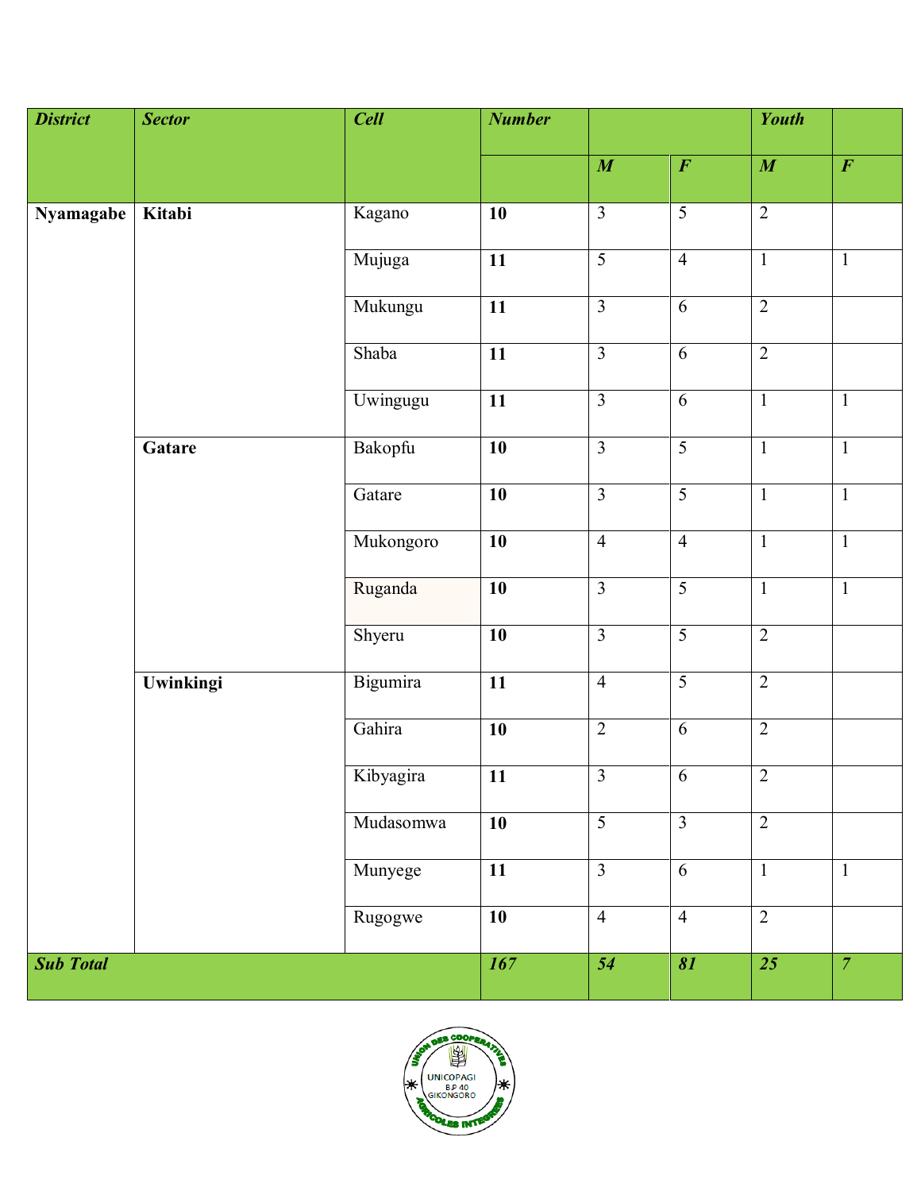| *District* | *Sector* | *Cell* | *Number* | | | *Youth* | |
|---|---|---|---|---|---|---|---|
| | | | | *M* | *F* | *M* | *F* |
| **Nyamagabe** | **Kitabi** | Kagano | **10** | 3 | 5 | 2 | |
| | | Mujuga | **11** | 5 | 4 | 1 | 1 |
| | | Mukungu | **11** | 3 | 6 | 2 | |
| | | Shaba | **11** | 3 | 6 | 2 | |
| | | Uwingugu | **11** | 3 | 6 | 1 | 1 |
| | **Gatare** | Bakopfu | **10** | 3 | 5 | 1 | 1 |
| | | Gatare | **10** | 3 | 5 | 1 | 1 |
| | | Mukongoro | **10** | 4 | 4 | 1 | 1 |
| | | Ruganda | **10** | 3 | 5 | 1 | 1 |
| | | Shyeru | **10** | 3 | 5 | 2 | |
| | **Uwinkingi** | Bigumira | **11** | 4 | 5 | 2 | |
| | | Gahira | **10** | 2 | 6 | 2 | |
| | | Kibyagira | **11** | 3 | 6 | 2 | |
| | | Mudasomwa | **10** | 5 | 3 | 2 | |
| | | Munyege | **11** | 3 | 6 | 1 | 1 |
| | | Rugogwe | **10** | 4 | 4 | 2 | |
| ***Sub Total*** | | | ***167*** | ***54*** | ***81*** | ***25*** | ***7*** |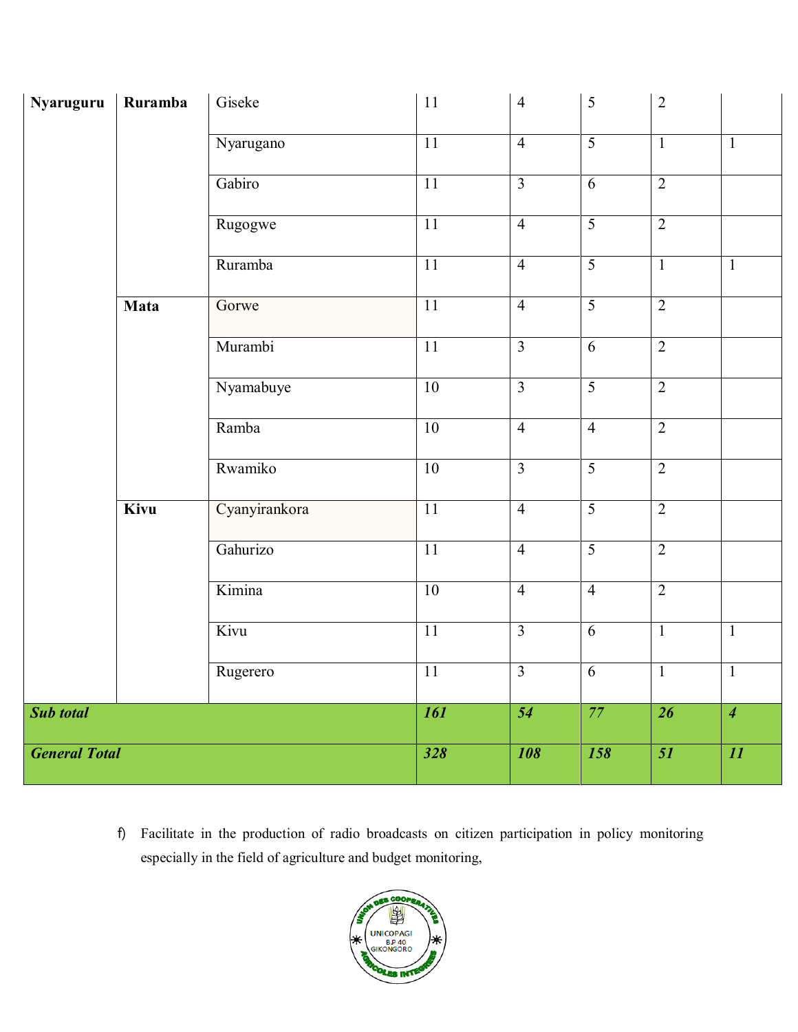| | | | | | | | |
|---|---|---|---|---|---|---|---|
| **Nyaruguru** | **Ruramba** | Giseke | 11 | 4 | 5 | 2 | |
| | | Nyarugano | 11 | 4 | 5 | 1 | 1 |
| | | Gabiro | 11 | 3 | 6 | 2 | |
| | | Rugogwe | 11 | 4 | 5 | 2 | |
| | | Ruramba | 11 | 4 | 5 | 1 | 1 |
| | **Mata** | Gorwe | 11 | 4 | 5 | 2 | |
| | | Murambi | 11 | 3 | 6 | 2 | |
| | | Nyamabuye | 10 | 3 | 5 | 2 | |
| | | Ramba | 10 | 4 | 4 | 2 | |
| | | Rwamiko | 10 | 3 | 5 | 2 | |
| | **Kivu** | Cyanyirankora | 11 | 4 | 5 | 2 | |
| | | Gahurizo | 11 | 4 | 5 | 2 | |
| | | Kimina | 10 | 4 | 4 | 2 | |
| | | Kivu | 11 | 3 | 6 | 1 | 1 |
| | | Rugerero | 11 | 3 | 6 | 1 | 1 |
| ***Sub total*** | | | ***161*** | ***54*** | ***77*** | ***26*** | ***4*** |
| ***General Total*** | | | ***328*** | ***108*** | ***158*** | ***51*** | ***11*** |

f) Facilitate in the production of radio broadcasts on citizen participation in policy monitoring especially in the field of agriculture and budget monitoring,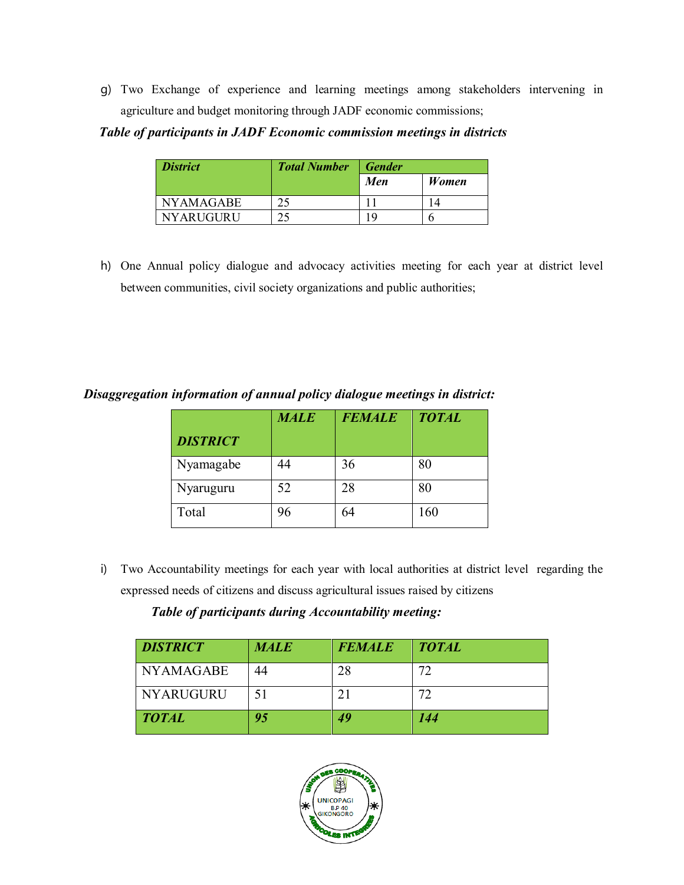g) Two Exchange of experience and learning meetings among stakeholders intervening in agriculture and budget monitoring through JADF economic commissions;

***Table of participants in JADF Economic commission meetings in districts***

| ***District*** | ***Total Number*** | ***Gender*** | |
|---|---|---|---|
| | | ***Men*** | ***Women*** |
| NYAMAGABE | 25 | 11 | 14 |
| NYARUGURU | 25 | 19 | 6 |

h) One Annual policy dialogue and advocacy activities meeting for each year at district level between communities, civil society organizations and public authorities;

***Disaggregation information of annual policy dialogue meetings in district:***

| ***DISTRICT*** | ***MALE*** | ***FEMALE*** | ***TOTAL*** |
|---|---|---|---|
| Nyamagabe | 44 | 36 | 80 |
| Nyaruguru | 52 | 28 | 80 |
| Total | 96 | 64 | 160 |

i) Two Accountability meetings for each year with local authorities at district level regarding the expressed needs of citizens and discuss agricultural issues raised by citizens

***Table of participants during Accountability meeting:***

| ***DISTRICT*** | ***MALE*** | ***FEMALE*** | ***TOTAL*** |
|---|---|---|---|
| NYAMAGABE | 44 | 28 | 72 |
| NYARUGURU | 51 | 21 | 72 |
| ***TOTAL*** | ***95*** | ***49*** | ***144*** |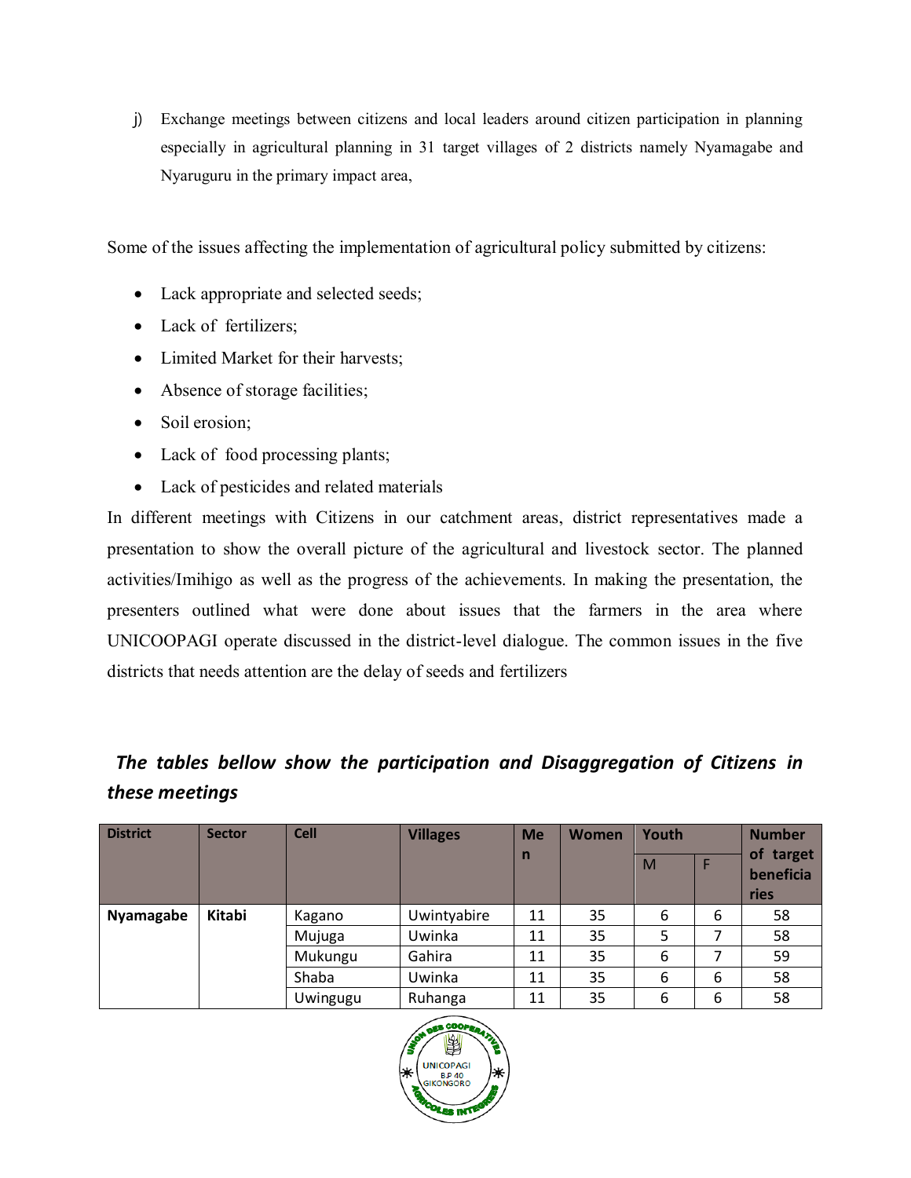j) Exchange meetings between citizens and local leaders around citizen participation in planning especially in agricultural planning in 31 target villages of 2 districts namely Nyamagabe and Nyaruguru in the primary impact area,

Some of the issues affecting the implementation of agricultural policy submitted by citizens:

- Lack appropriate and selected seeds;
- Lack of fertilizers;
- Limited Market for their harvests;
- Absence of storage facilities;
- Soil erosion;
- Lack of food processing plants;
- Lack of pesticides and related materials

In different meetings with Citizens in our catchment areas, district representatives made a presentation to show the overall picture of the agricultural and livestock sector. The planned activities/Imihigo as well as the progress of the achievements. In making the presentation, the presenters outlined what were done about issues that the farmers in the area where UNICOOPAGI operate discussed in the district-level dialogue. The common issues in the five districts that needs attention are the delay of seeds and fertilizers

***The tables bellow show the participation and Disaggregation of Citizens in these meetings***

| District | Sector | Cell | Villages | Men | Women | Youth | | Number of target beneficiaries |
|---|---|---|---|---|---|---|---|---|
| | | | | | | M | F | |
| **Nyamagabe** | **Kitabi** | Kagano | Uwintyabire | 11 | 35 | 6 | 6 | 58 |
| | | Mujuga | Uwinka | 11 | 35 | 5 | 7 | 58 |
| | | Mukungu | Gahira | 11 | 35 | 6 | 7 | 59 |
| | | Shaba | Uwinka | 11 | 35 | 6 | 6 | 58 |
| | | Uwingugu | Ruhanga | 11 | 35 | 6 | 6 | 58 |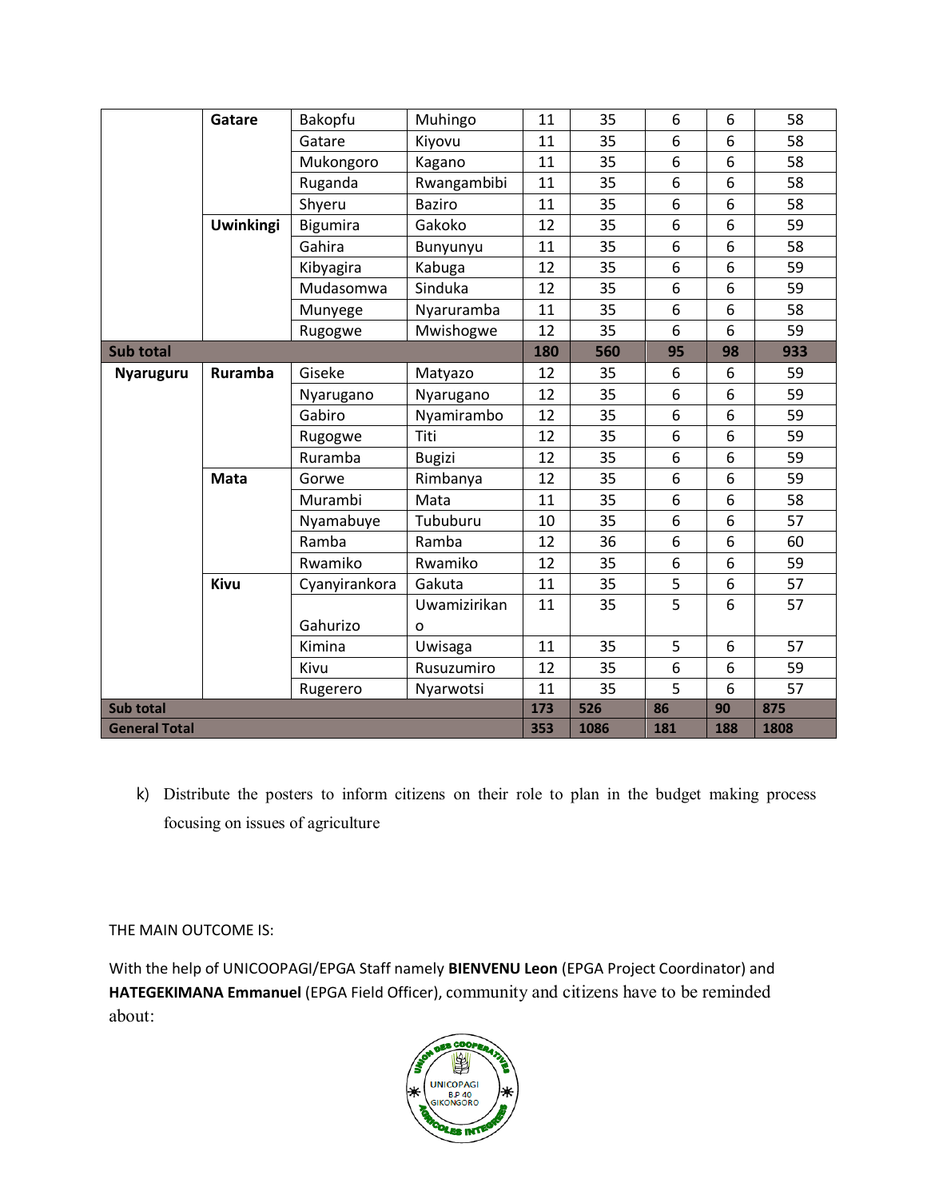| | Gatare | Bakopfu | Muhingo | 11 | 35 | 6 | 6 | 58 |
|---|---|---|---|---|---|---|---|---|
| | | Gatare | Kiyovu | 11 | 35 | 6 | 6 | 58 |
| | | Mukongoro | Kagano | 11 | 35 | 6 | 6 | 58 |
| | | Ruganda | Rwangambibi | 11 | 35 | 6 | 6 | 58 |
| | | Shyeru | Baziro | 11 | 35 | 6 | 6 | 58 |
| | **Uwinkingi** | Bigumira | Gakoko | 12 | 35 | 6 | 6 | 59 |
| | | Gahira | Bunyunyu | 11 | 35 | 6 | 6 | 58 |
| | | Kibyagira | Kabuga | 12 | 35 | 6 | 6 | 59 |
| | | Mudasomwa | Sinduka | 12 | 35 | 6 | 6 | 59 |
| | | Munyege | Nyaruramba | 11 | 35 | 6 | 6 | 58 |
| | | Rugogwe | Mwishogwe | 12 | 35 | 6 | 6 | 59 |
| **Sub total** | | | | **180** | **560** | **95** | **98** | **933** |
| **Nyaruguru** | **Ruramba** | Giseke | Matyazo | 12 | 35 | 6 | 6 | 59 |
| | | Nyarugano | Nyarugano | 12 | 35 | 6 | 6 | 59 |
| | | Gabiro | Nyamirambo | 12 | 35 | 6 | 6 | 59 |
| | | Rugogwe | Titi | 12 | 35 | 6 | 6 | 59 |
| | | Ruramba | Bugizi | 12 | 35 | 6 | 6 | 59 |
| | **Mata** | Gorwe | Rimbanya | 12 | 35 | 6 | 6 | 59 |
| | | Murambi | Mata | 11 | 35 | 6 | 6 | 58 |
| | | Nyamabuye | Tububuru | 10 | 35 | 6 | 6 | 57 |
| | | Ramba | Ramba | 12 | 36 | 6 | 6 | 60 |
| | | Rwamiko | Rwamiko | 12 | 35 | 6 | 6 | 59 |
| | **Kivu** | Cyanyirankora | Gakuta | 11 | 35 | 5 | 6 | 57 |
| | | Gahurizo | Uwamizirikano | 11 | 35 | 5 | 6 | 57 |
| | | Kimina | Uwisaga | 11 | 35 | 5 | 6 | 57 |
| | | Kivu | Rusuzumiro | 12 | 35 | 6 | 6 | 59 |
| | | Rugerero | Nyarwotsi | 11 | 35 | 5 | 6 | 57 |
| **Sub total** | | | | **173** | **526** | **86** | **90** | **875** |
| **General Total** | | | | **353** | **1086** | **181** | **188** | **1808** |

k) Distribute the posters to inform citizens on their role to plan in the budget making process focusing on issues of agriculture

THE MAIN OUTCOME IS:

With the help of UNICOOPAGI/EPGA Staff namely **BIENVENU Leon** (EPGA Project Coordinator) and **HATEGEKIMANA Emmanuel** (EPGA Field Officer), community and citizens have to be reminded about: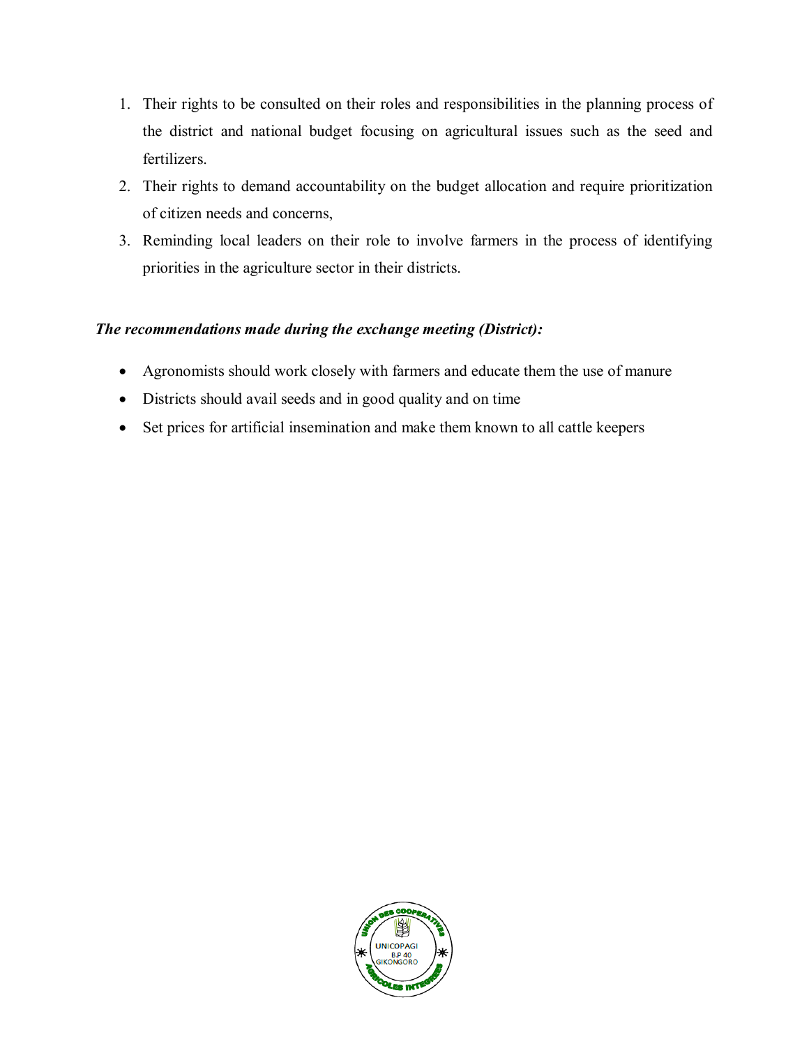1. Their rights to be consulted on their roles and responsibilities in the planning process of the district and national budget focusing on agricultural issues such as the seed and fertilizers.
2. Their rights to demand accountability on the budget allocation and require prioritization of citizen needs and concerns,
3. Reminding local leaders on their role to involve farmers in the process of identifying priorities in the agriculture sector in their districts.

***The recommendations made during the exchange meeting (District):***

- Agronomists should work closely with farmers and educate them the use of manure
- Districts should avail seeds and in good quality and on time
- Set prices for artificial insemination and make them known to all cattle keepers